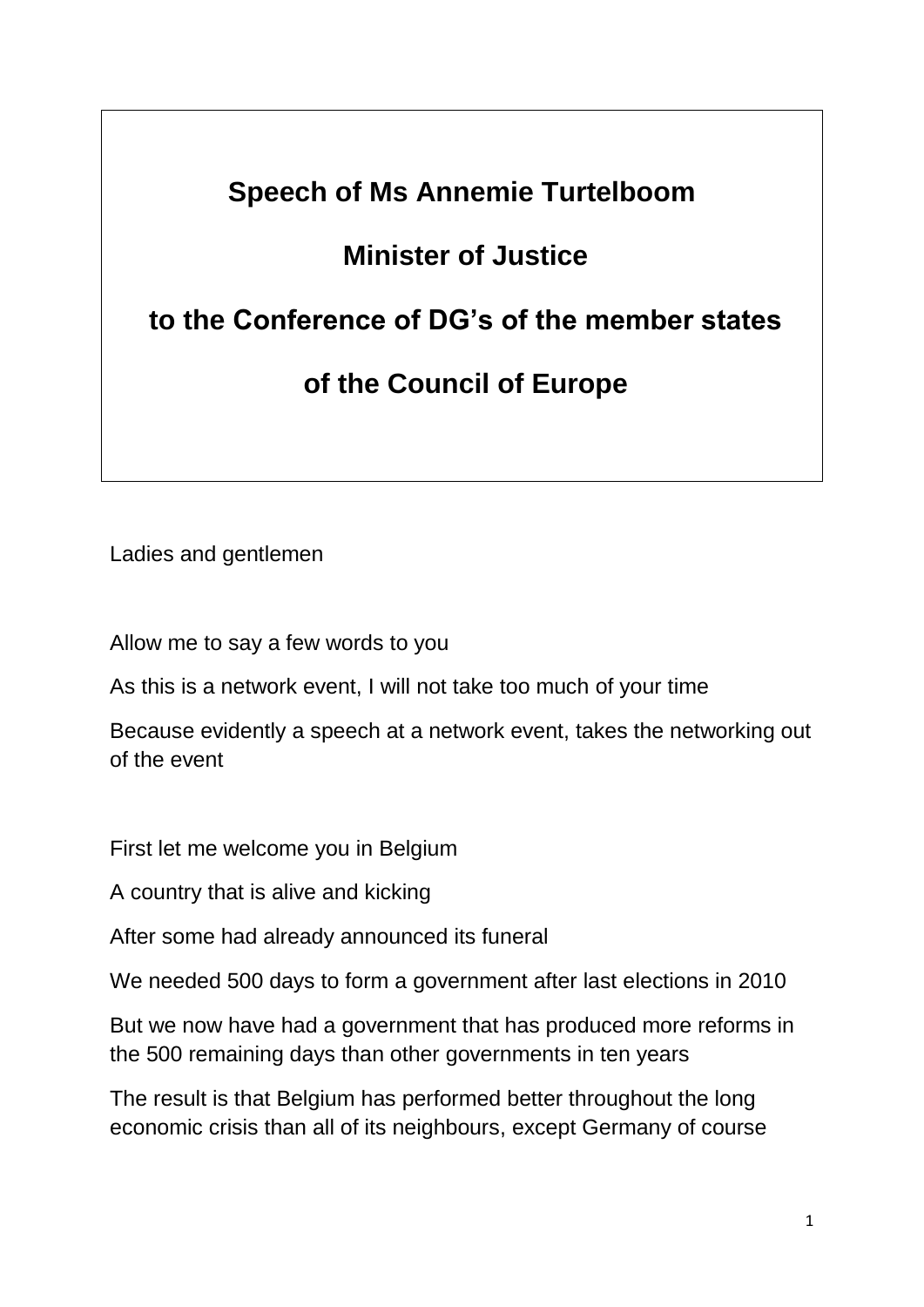# Speech of Ms Annemie Turtelboom

# Minister of Justice

# to the Conference of DG's of the member states of the Council of Europe

Ladies and gentlemen

Allow me to say a few words to you

As this is a network event, I will not take too much of your time

Because evidently a speech at a network event, takes the networking out of the event

First let me welcome you in Belgium

A country that is alive and kicking

After some had already announced its funeral

We needed 500 days to form a government after last elections in 2010

But we now have had a government that has produced more reforms in the 500 remaining days than other governments in ten years

The result is that Belgium has performed better throughout the long economic crisis than all of its neighbours, except Germany of course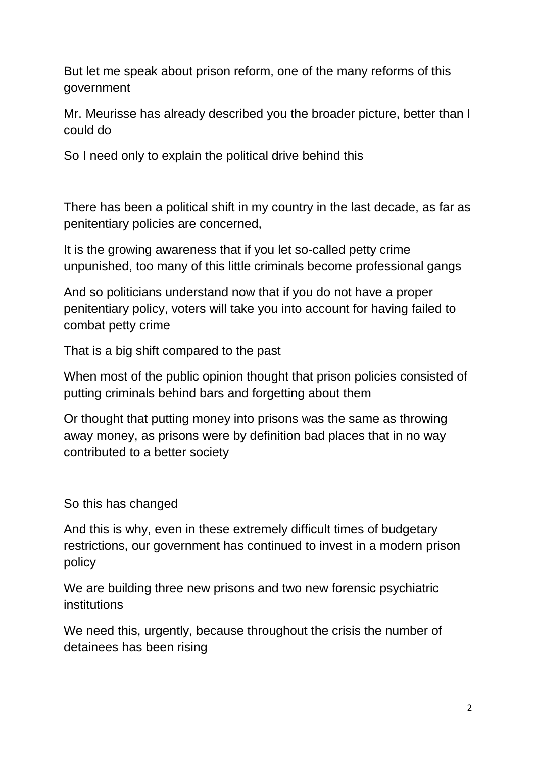But let me speak about prison reform, one of the many reforms of this government

Mr. Meurisse has already described you the broader picture, better than I could do

So I need only to explain the political drive behind this

There has been a political shift in my country in the last decade, as far as penitentiary policies are concerned,

It is the growing awareness that if you let so-called petty crime unpunished, too many of this little criminals become professional gangs

And so politicians understand now that if you do not have a proper penitentiary policy, voters will take you into account for having failed to combat petty crime

That is a big shift compared to the past

When most of the public opinion thought that prison policies consisted of putting criminals behind bars and forgetting about them

Or thought that putting money into prisons was the same as throwing away money, as prisons were by definition bad places that in no way contributed to a better society

So this has changed

And this is why, even in these extremely difficult times of budgetary restrictions, our government has continued to invest in a modern prison policy

We are building three new prisons and two new forensic psychiatric institutions

We need this, urgently, because throughout the crisis the number of detainees has been rising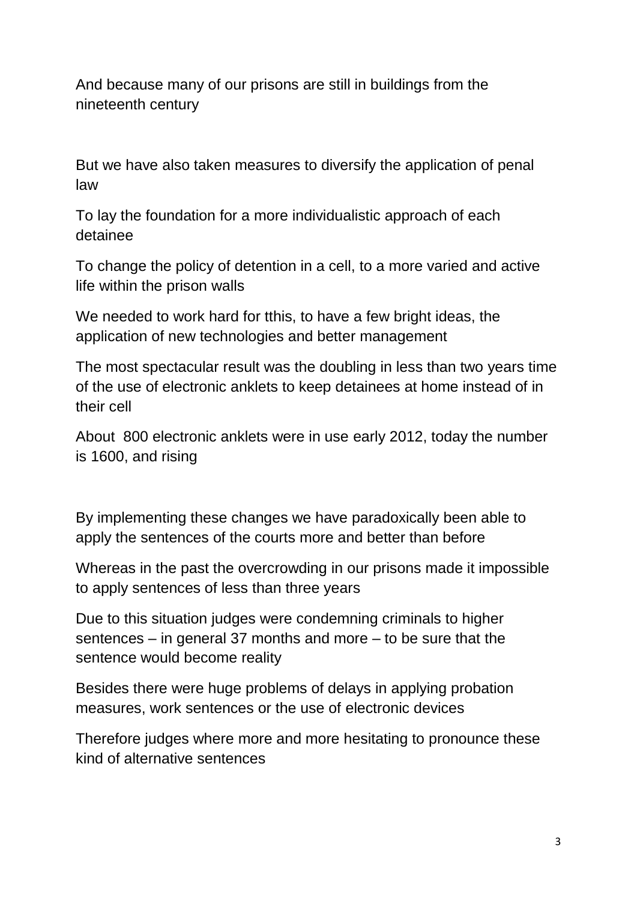And because many of our prisons are still in buildings from the nineteenth century

But we have also taken measures to diversify the application of penal law

To lay the foundation for a more individualistic approach of each detainee

To change the policy of detention in a cell, to a more varied and active life within the prison walls

We needed to work hard for tthis, to have a few bright ideas, the application of new technologies and better management

The most spectacular result was the doubling in less than two years time of the use of electronic anklets to keep detainees at home instead of in their cell

About 800 electronic anklets were in use early 2012, today the number is 1600, and rising

By implementing these changes we have paradoxically been able to apply the sentences of the courts more and better than before

Whereas in the past the overcrowding in our prisons made it impossible to apply sentences of less than three years

Due to this situation judges were condemning criminals to higher sentences – in general 37 months and more – to be sure that the sentence would become reality

Besides there were huge problems of delays in applying probation measures, work sentences or the use of electronic devices

Therefore judges where more and more hesitating to pronounce these kind of alternative sentences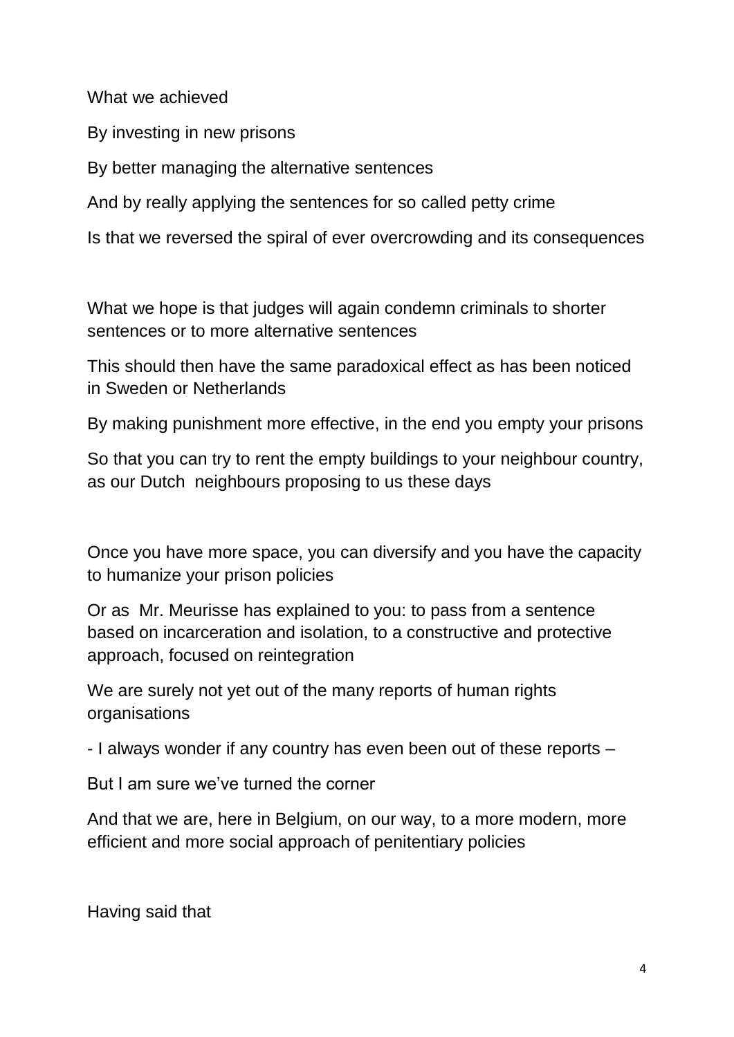What we achieved

By investing in new prisons

By better managing the alternative sentences

And by really applying the sentences for so called petty crime

Is that we reversed the spiral of ever overcrowding and its consequences

What we hope is that judges will again condemn criminals to shorter sentences or to more alternative sentences

This should then have the same paradoxical effect as has been noticed in Sweden or Netherlands

By making punishment more effective, in the end you empty your prisons

So that you can try to rent the empty buildings to your neighbour country, as our Dutch neighbours proposing to us these days

Once you have more space, you can diversify and you have the capacity to humanize your prison policies

Or as Mr. Meurisse has explained to you: to pass from a sentence based on incarceration and isolation, to a constructive and protective approach, focused on reintegration

We are surely not yet out of the many reports of human rights organisations

- I always wonder if any country has even been out of these reports –

But I am sure we've turned the corner

And that we are, here in Belgium, on our way, to a more modern, more efficient and more social approach of penitentiary policies

Having said that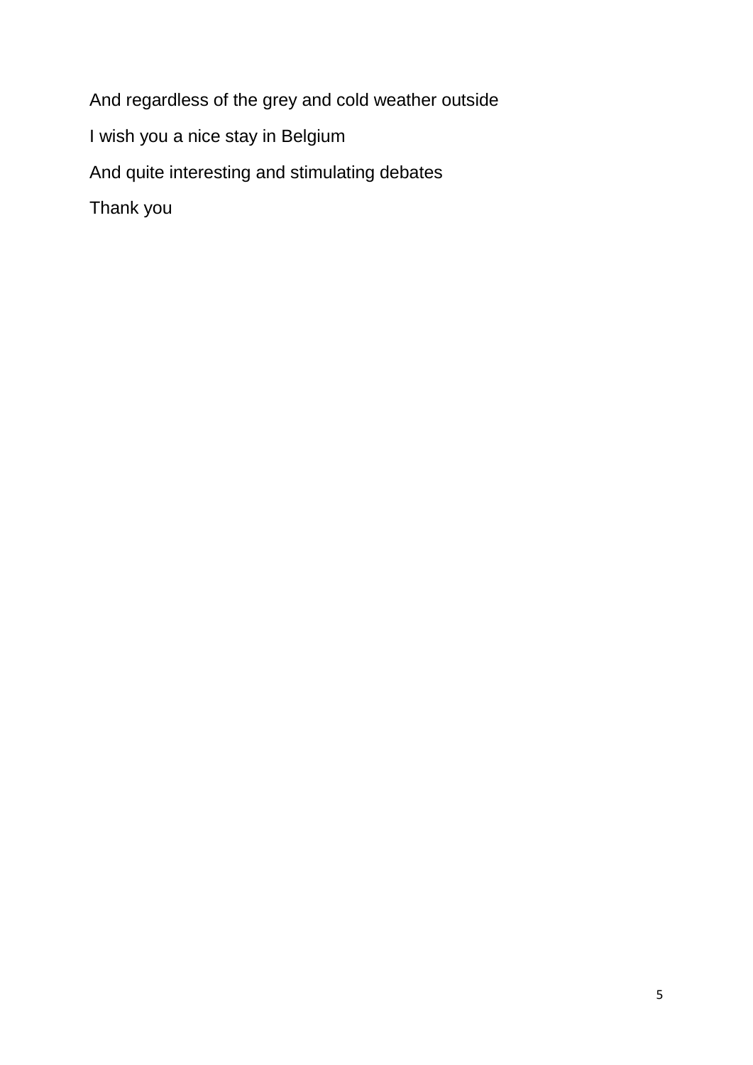And regardless of the grey and cold weather outside

I wish you a nice stay in Belgium

And quite interesting and stimulating debates

Thank you